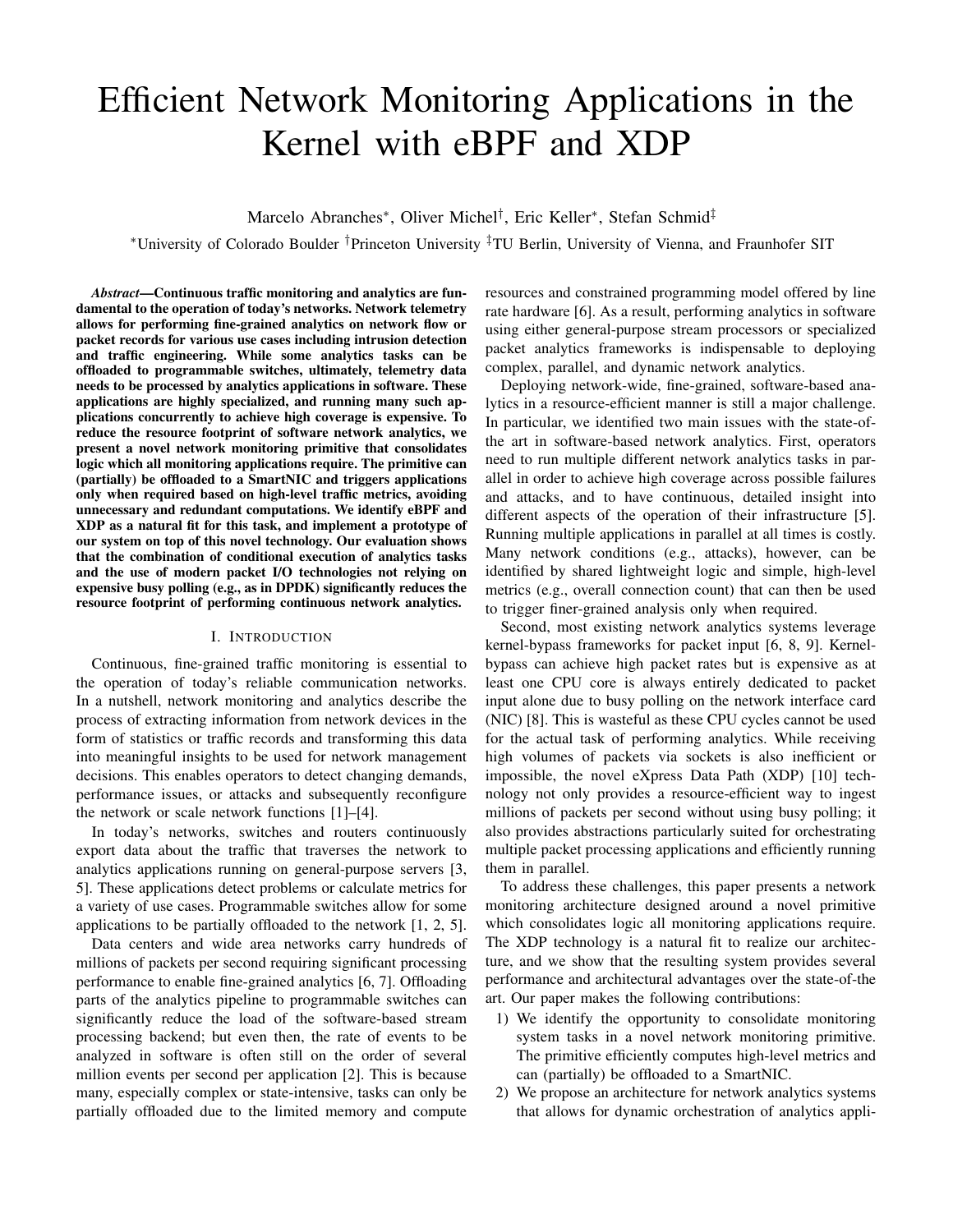# Efficient Network Monitoring Applications in the Kernel with eBPF and XDP

Marcelo Abranches*, Oliver Michel†, Eric Keller*, Stefan Schmid‡

*University of Colorado Boulder †Princeton University ‡TU Berlin, University of Vienna, and Fraunhofer SIT

***Abstract*—Continuous traffic monitoring and analytics are fundamental to the operation of today's networks. Network telemetry allows for performing fine-grained analytics on network flow or packet records for various use cases including intrusion detection and traffic engineering. While some analytics tasks can be offloaded to programmable switches, ultimately, telemetry data needs to be processed by analytics applications in software. These applications are highly specialized, and running many such applications concurrently to achieve high coverage is expensive. To reduce the resource footprint of software network analytics, we present a novel network monitoring primitive that consolidates logic which all monitoring applications require. The primitive can (partially) be offloaded to a SmartNIC and triggers applications only when required based on high-level traffic metrics, avoiding unnecessary and redundant computations. We identify eBPF and XDP as a natural fit for this task, and implement a prototype of our system on top of this novel technology. Our evaluation shows that the combination of conditional execution of analytics tasks and the use of modern packet I/O technologies not relying on expensive busy polling (e.g., as in DPDK) significantly reduces the resource footprint of performing continuous network analytics.**

## I. Introduction

Continuous, fine-grained traffic monitoring is essential to the operation of today's reliable communication networks. In a nutshell, network monitoring and analytics describe the process of extracting information from network devices in the form of statistics or traffic records and transforming this data into meaningful insights to be used for network management decisions. This enables operators to detect changing demands, performance issues, or attacks and subsequently reconfigure the network or scale network functions [1]–[4].

In today's networks, switches and routers continuously export data about the traffic that traverses the network to analytics applications running on general-purpose servers [3, 5]. These applications detect problems or calculate metrics for a variety of use cases. Programmable switches allow for some applications to be partially offloaded to the network [1, 2, 5].

Data centers and wide area networks carry hundreds of millions of packets per second requiring significant processing performance to enable fine-grained analytics [6, 7]. Offloading parts of the analytics pipeline to programmable switches can significantly reduce the load of the software-based stream processing backend; but even then, the rate of events to be analyzed in software is often still on the order of several million events per second per application [2]. This is because many, especially complex or state-intensive, tasks can only be partially offloaded due to the limited memory and compute resources and constrained programming model offered by line rate hardware [6]. As a result, performing analytics in software using either general-purpose stream processors or specialized packet analytics frameworks is indispensable to deploying complex, parallel, and dynamic network analytics.

Deploying network-wide, fine-grained, software-based analytics in a resource-efficient manner is still a major challenge. In particular, we identified two main issues with the state-of-the art in software-based network analytics. First, operators need to run multiple different network analytics tasks in parallel in order to achieve high coverage across possible failures and attacks, and to have continuous, detailed insight into different aspects of the operation of their infrastructure [5]. Running multiple applications in parallel at all times is costly. Many network conditions (e.g., attacks), however, can be identified by shared lightweight logic and simple, high-level metrics (e.g., overall connection count) that can then be used to trigger finer-grained analysis only when required.

Second, most existing network analytics systems leverage kernel-bypass frameworks for packet input [6, 8, 9]. Kernel-bypass can achieve high packet rates but is expensive as at least one CPU core is always entirely dedicated to packet input alone due to busy polling on the network interface card (NIC) [8]. This is wasteful as these CPU cycles cannot be used for the actual task of performing analytics. While receiving high volumes of packets via sockets is also inefficient or impossible, the novel eXpress Data Path (XDP) [10] technology not only provides a resource-efficient way to ingest millions of packets per second without using busy polling; it also provides abstractions particularly suited for orchestrating multiple packet processing applications and efficiently running them in parallel.

To address these challenges, this paper presents a network monitoring architecture designed around a novel primitive which consolidates logic all monitoring applications require. The XDP technology is a natural fit to realize our architecture, and we show that the resulting system provides several performance and architectural advantages over the state-of-the art. Our paper makes the following contributions:

1) We identify the opportunity to consolidate monitoring system tasks in a novel network monitoring primitive. The primitive efficiently computes high-level metrics and can (partially) be offloaded to a SmartNIC.
2) We propose an architecture for network analytics systems that allows for dynamic orchestration of analytics appli-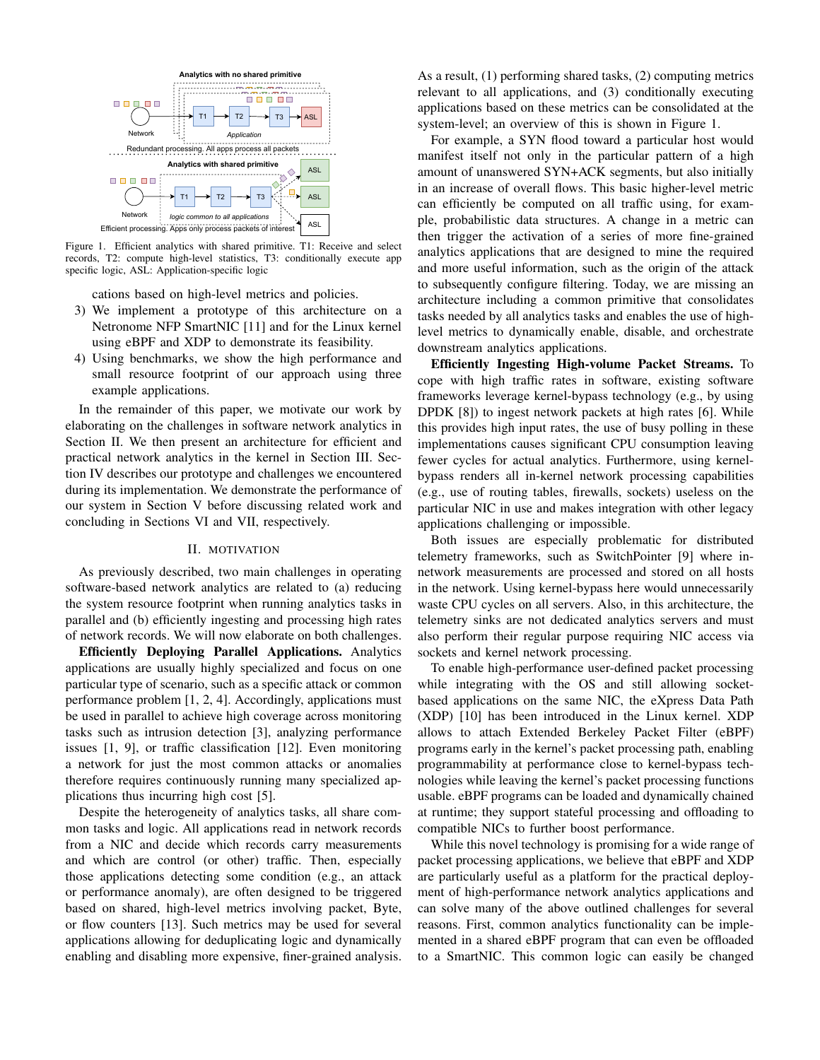Figure 1. Efficient analytics with shared primitive. T1: Receive and select records, T2: compute high-level statistics, T3: conditionally execute app specific logic, ASL: Application-specific logic

cations based on high-level metrics and policies.

3) We implement a prototype of this architecture on a Netronome NFP SmartNIC [11] and for the Linux kernel using eBPF and XDP to demonstrate its feasibility.
4) Using benchmarks, we show the high performance and small resource footprint of our approach using three example applications.

In the remainder of this paper, we motivate our work by elaborating on the challenges in software network analytics in Section II. We then present an architecture for efficient and practical network analytics in the kernel in Section III. Section IV describes our prototype and challenges we encountered during its implementation. We demonstrate the performance of our system in Section V before discussing related work and concluding in Sections VI and VII, respectively.

## II. Motivation

As previously described, two main challenges in operating software-based network analytics are related to (a) reducing the system resource footprint when running analytics tasks in parallel and (b) efficiently ingesting and processing high rates of network records. We will now elaborate on both challenges.

**Efficiently Deploying Parallel Applications.** Analytics applications are usually highly specialized and focus on one particular type of scenario, such as a specific attack or common performance problem [1, 2, 4]. Accordingly, applications must be used in parallel to achieve high coverage across monitoring tasks such as intrusion detection [3], analyzing performance issues [1, 9], or traffic classification [12]. Even monitoring a network for just the most common attacks or anomalies therefore requires continuously running many specialized applications thus incurring high cost [5].

Despite the heterogeneity of analytics tasks, all share common tasks and logic. All applications read in network records from a NIC and decide which records carry measurements and which are control (or other) traffic. Then, especially those applications detecting some condition (e.g., an attack or performance anomaly), are often designed to be triggered based on shared, high-level metrics involving packet, Byte, or flow counters [13]. Such metrics may be used for several applications allowing for deduplicating logic and dynamically enabling and disabling more expensive, finer-grained analysis. As a result, (1) performing shared tasks, (2) computing metrics relevant to all applications, and (3) conditionally executing applications based on these metrics can be consolidated at the system-level; an overview of this is shown in Figure 1.

For example, a SYN flood toward a particular host would manifest itself not only in the particular pattern of a high amount of unanswered SYN+ACK segments, but also initially in an increase of overall flows. This basic higher-level metric can efficiently be computed on all traffic using, for example, probabilistic data structures. A change in a metric can then trigger the activation of a series of more fine-grained analytics applications that are designed to mine the required and more useful information, such as the origin of the attack to subsequently configure filtering. Today, we are missing an architecture including a common primitive that consolidates tasks needed by all analytics tasks and enables the use of high-level metrics to dynamically enable, disable, and orchestrate downstream analytics applications.

**Efficiently Ingesting High-volume Packet Streams.** To cope with high traffic rates in software, existing software frameworks leverage kernel-bypass technology (e.g., by using DPDK [8]) to ingest network packets at high rates [6]. While this provides high input rates, the use of busy polling in these implementations causes significant CPU consumption leaving fewer cycles for actual analytics. Furthermore, using kernel-bypass renders all in-kernel network processing capabilities (e.g., use of routing tables, firewalls, sockets) useless on the particular NIC in use and makes integration with other legacy applications challenging or impossible.

Both issues are especially problematic for distributed telemetry frameworks, such as SwitchPointer [9] where in-network measurements are processed and stored on all hosts in the network. Using kernel-bypass here would unnecessarily waste CPU cycles on all servers. Also, in this architecture, the telemetry sinks are not dedicated analytics servers and must also perform their regular purpose requiring NIC access via sockets and kernel network processing.

To enable high-performance user-defined packet processing while integrating with the OS and still allowing socket-based applications on the same NIC, the eXpress Data Path (XDP) [10] has been introduced in the Linux kernel. XDP allows to attach Extended Berkeley Packet Filter (eBPF) programs early in the kernel's packet processing path, enabling programmability at performance close to kernel-bypass technologies while leaving the kernel's packet processing functions usable. eBPF programs can be loaded and dynamically chained at runtime; they support stateful processing and offloading to compatible NICs to further boost performance.

While this novel technology is promising for a wide range of packet processing applications, we believe that eBPF and XDP are particularly useful as a platform for the practical deployment of high-performance network analytics applications and can solve many of the above outlined challenges for several reasons. First, common analytics functionality can be implemented in a shared eBPF program that can even be offloaded to a SmartNIC. This common logic can easily be changed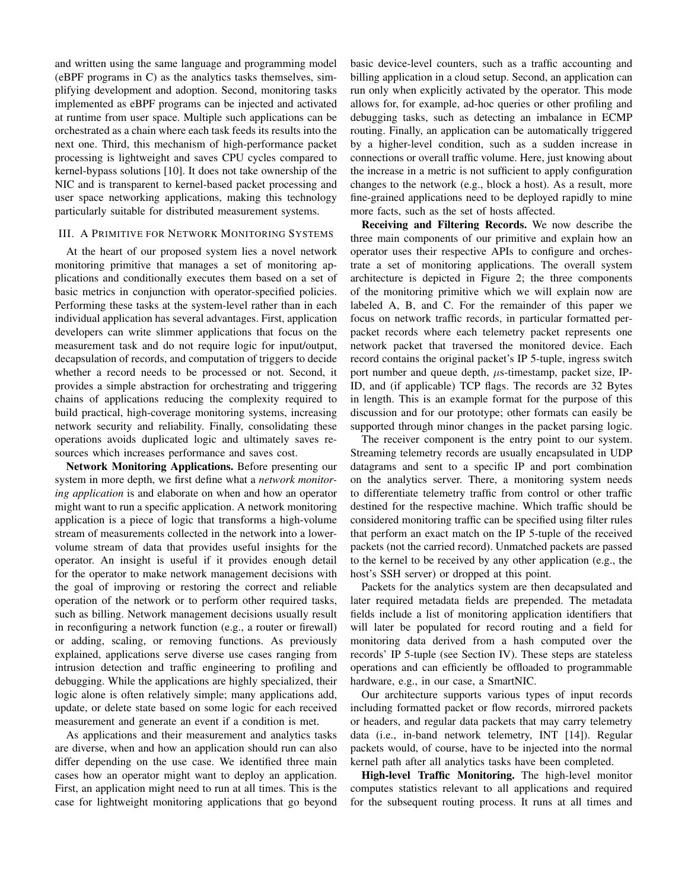and written using the same language and programming model (eBPF programs in C) as the analytics tasks themselves, simplifying development and adoption. Second, monitoring tasks implemented as eBPF programs can be injected and activated at runtime from user space. Multiple such applications can be orchestrated as a chain where each task feeds its results into the next one. Third, this mechanism of high-performance packet processing is lightweight and saves CPU cycles compared to kernel-bypass solutions [10]. It does not take ownership of the NIC and is transparent to kernel-based packet processing and user space networking applications, making this technology particularly suitable for distributed measurement systems.

## III. A Primitive for Network Monitoring Systems

At the heart of our proposed system lies a novel network monitoring primitive that manages a set of monitoring applications and conditionally executes them based on a set of basic metrics in conjunction with operator-specified policies. Performing these tasks at the system-level rather than in each individual application has several advantages. First, application developers can write slimmer applications that focus on the measurement task and do not require logic for input/output, decapsulation of records, and computation of triggers to decide whether a record needs to be processed or not. Second, it provides a simple abstraction for orchestrating and triggering chains of applications reducing the complexity required to build practical, high-coverage monitoring systems, increasing network security and reliability. Finally, consolidating these operations avoids duplicated logic and ultimately saves resources which increases performance and saves cost.

**Network Monitoring Applications.** Before presenting our system in more depth, we first define what a *network monitoring application* is and elaborate on when and how an operator might want to run a specific application. A network monitoring application is a piece of logic that transforms a high-volume stream of measurements collected in the network into a lower-volume stream of data that provides useful insights for the operator. An insight is useful if it provides enough detail for the operator to make network management decisions with the goal of improving or restoring the correct and reliable operation of the network or to perform other required tasks, such as billing. Network management decisions usually result in reconfiguring a network function (e.g., a router or firewall) or adding, scaling, or removing functions. As previously explained, applications serve diverse use cases ranging from intrusion detection and traffic engineering to profiling and debugging. While the applications are highly specialized, their logic alone is often relatively simple; many applications add, update, or delete state based on some logic for each received measurement and generate an event if a condition is met.

As applications and their measurement and analytics tasks are diverse, when and how an application should run can also differ depending on the use case. We identified three main cases how an operator might want to deploy an application. First, an application might need to run at all times. This is the case for lightweight monitoring applications that go beyond basic device-level counters, such as a traffic accounting and billing application in a cloud setup. Second, an application can run only when explicitly activated by the operator. This mode allows for, for example, ad-hoc queries or other profiling and debugging tasks, such as detecting an imbalance in ECMP routing. Finally, an application can be automatically triggered by a higher-level condition, such as a sudden increase in connections or overall traffic volume. Here, just knowing about the increase in a metric is not sufficient to apply configuration changes to the network (e.g., block a host). As a result, more fine-grained applications need to be deployed rapidly to mine more facts, such as the set of hosts affected.

**Receiving and Filtering Records.** We now describe the three main components of our primitive and explain how an operator uses their respective APIs to configure and orchestrate a set of monitoring applications. The overall system architecture is depicted in Figure 2; the three components of the monitoring primitive which we will explain now are labeled A, B, and C. For the remainder of this paper we focus on network traffic records, in particular formatted per-packet records where each telemetry packet represents one network packet that traversed the monitored device. Each record contains the original packet's IP 5-tuple, ingress switch port number and queue depth, $\mu$s-timestamp, packet size, IP-ID, and (if applicable) TCP flags. The records are 32 Bytes in length. This is an example format for the purpose of this discussion and for our prototype; other formats can easily be supported through minor changes in the packet parsing logic.

The receiver component is the entry point to our system. Streaming telemetry records are usually encapsulated in UDP datagrams and sent to a specific IP and port combination on the analytics server. There, a monitoring system needs to differentiate telemetry traffic from control or other traffic destined for the respective machine. Which traffic should be considered monitoring traffic can be specified using filter rules that perform an exact match on the IP 5-tuple of the received packets (not the carried record). Unmatched packets are passed to the kernel to be received by any other application (e.g., the host's SSH server) or dropped at this point.

Packets for the analytics system are then decapsulated and later required metadata fields are prepended. The metadata fields include a list of monitoring application identifiers that will later be populated for record routing and a field for monitoring data derived from a hash computed over the records' IP 5-tuple (see Section IV). These steps are stateless operations and can efficiently be offloaded to programmable hardware, e.g., in our case, a SmartNIC.

Our architecture supports various types of input records including formatted packet or flow records, mirrored packets or headers, and regular data packets that may carry telemetry data (i.e., in-band network telemetry, INT [14]). Regular packets would, of course, have to be injected into the normal kernel path after all analytics tasks have been completed.

**High-level Traffic Monitoring.** The high-level monitor computes statistics relevant to all applications and required for the subsequent routing process. It runs at all times and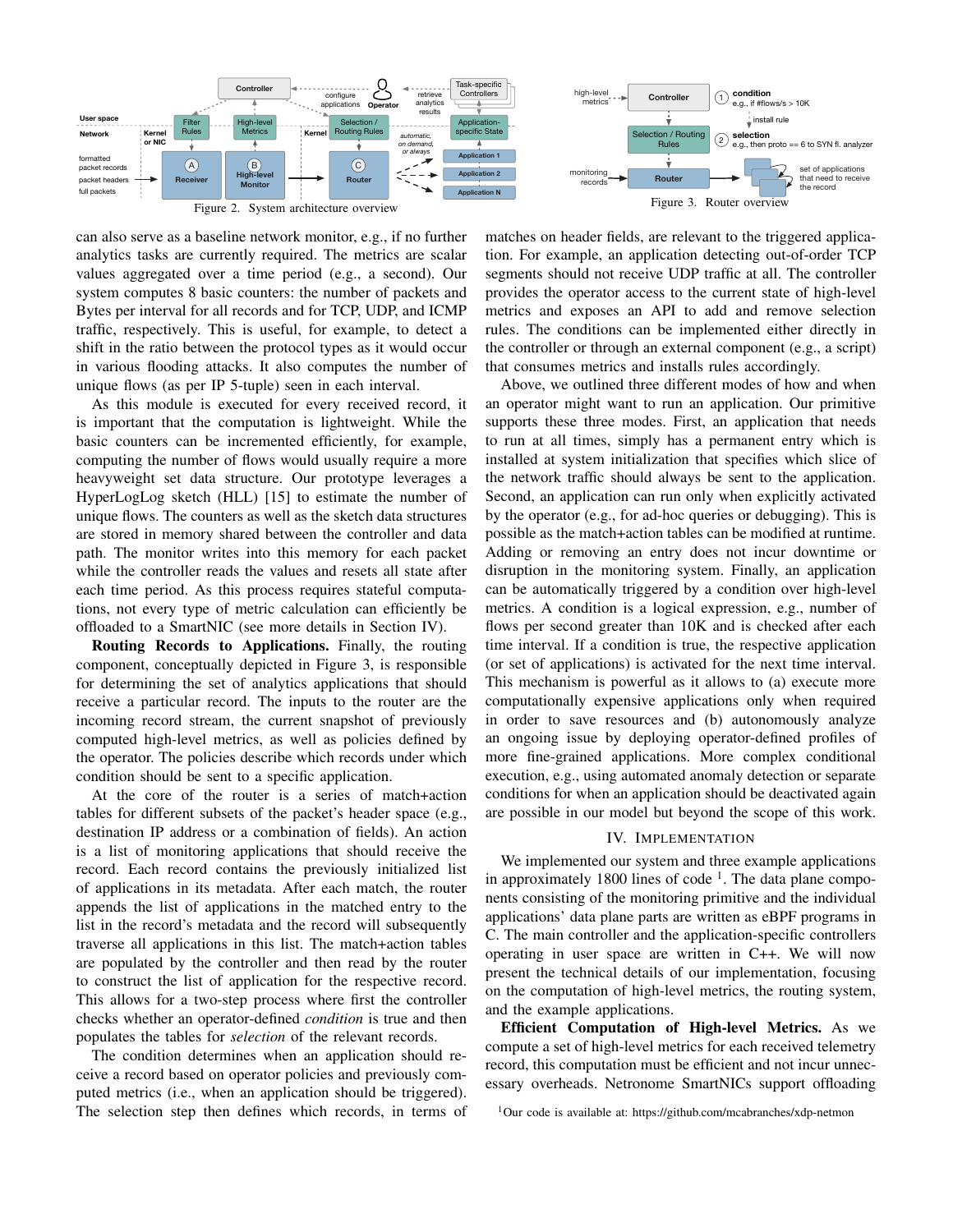Figure 2. System architecture overview

Figure 3. Router overview

can also serve as a baseline network monitor, e.g., if no further analytics tasks are currently required. The metrics are scalar values aggregated over a time period (e.g., a second). Our system computes 8 basic counters: the number of packets and Bytes per interval for all records and for TCP, UDP, and ICMP traffic, respectively. This is useful, for example, to detect a shift in the ratio between the protocol types as it would occur in various flooding attacks. It also computes the number of unique flows (as per IP 5-tuple) seen in each interval.

As this module is executed for every received record, it is important that the computation is lightweight. While the basic counters can be incremented efficiently, for example, computing the number of flows would usually require a more heavyweight set data structure. Our prototype leverages a HyperLogLog sketch (HLL) [15] to estimate the number of unique flows. The counters as well as the sketch data structures are stored in memory shared between the controller and data path. The monitor writes into this memory for each packet while the controller reads the values and resets all state after each time period. As this process requires stateful computations, not every type of metric calculation can efficiently be offloaded to a SmartNIC (see more details in Section IV).

**Routing Records to Applications.** Finally, the routing component, conceptually depicted in Figure 3, is responsible for determining the set of analytics applications that should receive a particular record. The inputs to the router are the incoming record stream, the current snapshot of previously computed high-level metrics, as well as policies defined by the operator. The policies describe which records under which condition should be sent to a specific application.

At the core of the router is a series of match+action tables for different subsets of the packet's header space (e.g., destination IP address or a combination of fields). An action is a list of monitoring applications that should receive the record. Each record contains the previously initialized list of applications in its metadata. After each match, the router appends the list of applications in the matched entry to the list in the record's metadata and the record will subsequently traverse all applications in this list. The match+action tables are populated by the controller and then read by the router to construct the list of application for the respective record. This allows for a two-step process where first the controller checks whether an operator-defined *condition* is true and then populates the tables for *selection* of the relevant records.

The condition determines when an application should receive a record based on operator policies and previously computed metrics (i.e., when an application should be triggered). The selection step then defines which records, in terms of matches on header fields, are relevant to the triggered application. For example, an application detecting out-of-order TCP segments should not receive UDP traffic at all. The controller provides the operator access to the current state of high-level metrics and exposes an API to add and remove selection rules. The conditions can be implemented either directly in the controller or through an external component (e.g., a script) that consumes metrics and installs rules accordingly.

Above, we outlined three different modes of how and when an operator might want to run an application. Our primitive supports these three modes. First, an application that needs to run at all times, simply has a permanent entry which is installed at system initialization that specifies which slice of the network traffic should always be sent to the application. Second, an application can run only when explicitly activated by the operator (e.g., for ad-hoc queries or debugging). This is possible as the match+action tables can be modified at runtime. Adding or removing an entry does not incur downtime or disruption in the monitoring system. Finally, an application can be automatically triggered by a condition over high-level metrics. A condition is a logical expression, e.g., number of flows per second greater than 10K and is checked after each time interval. If a condition is true, the respective application (or set of applications) is activated for the next time interval. This mechanism is powerful as it allows to (a) execute more computationally expensive applications only when required in order to save resources and (b) autonomously analyze an ongoing issue by deploying operator-defined profiles of more fine-grained applications. More complex conditional execution, e.g., using automated anomaly detection or separate conditions for when an application should be deactivated again are possible in our model but beyond the scope of this work.

## IV. Implementation

We implemented our system and three example applications in approximately 1800 lines of code [1]. The data plane components consisting of the monitoring primitive and the individual applications' data plane parts are written as eBPF programs in C. The main controller and the application-specific controllers operating in user space are written in C++. We will now present the technical details of our implementation, focusing on the computation of high-level metrics, the routing system, and the example applications.

**Efficient Computation of High-level Metrics.** As we compute a set of high-level metrics for each received telemetry record, this computation must be efficient and not incur unnecessary overheads. Netronome SmartNICs support offloading

[1] Our code is available at: https://github.com/mcabranches/xdp-netmon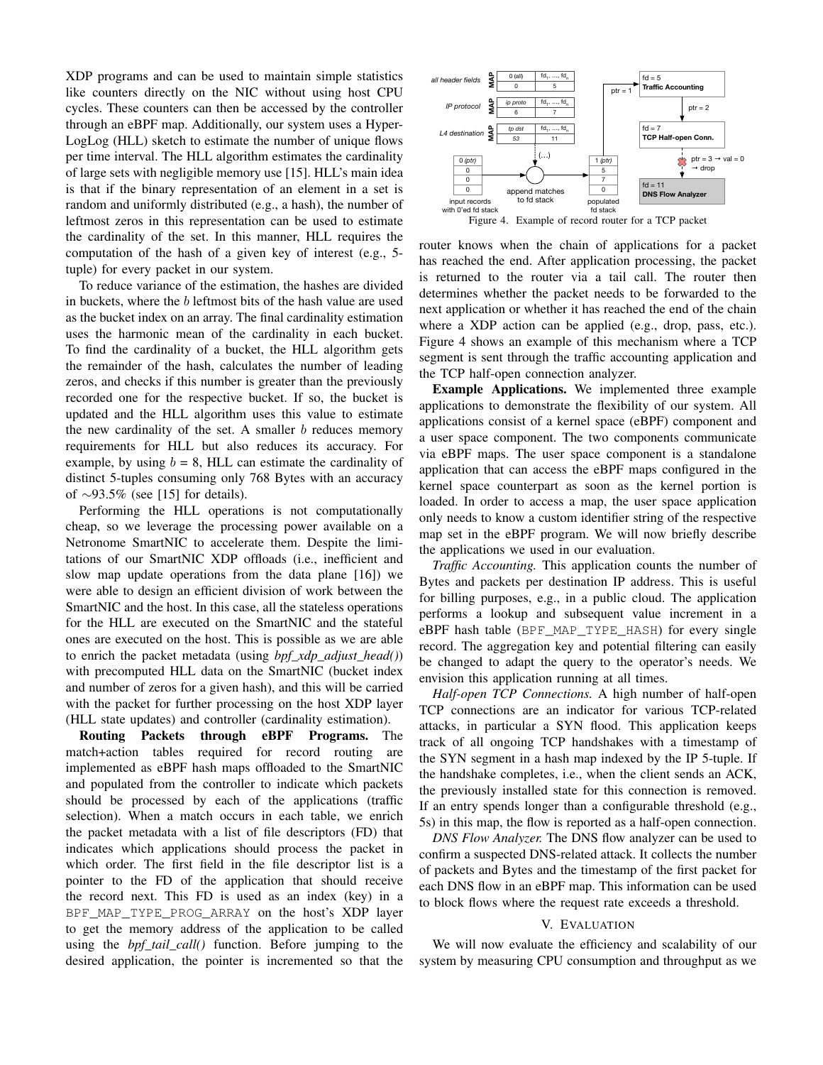XDP programs and can be used to maintain simple statistics like counters directly on the NIC without using host CPU cycles. These counters can then be accessed by the controller through an eBPF map. Additionally, our system uses a HyperLogLog (HLL) sketch to estimate the number of unique flows per time interval. The HLL algorithm estimates the cardinality of large sets with negligible memory use [15]. HLL's main idea is that if the binary representation of an element in a set is random and uniformly distributed (e.g., a hash), the number of leftmost zeros in this representation can be used to estimate the cardinality of the set. In this manner, HLL requires the computation of the hash of a given key of interest (e.g., 5-tuple) for every packet in our system.

To reduce variance of the estimation, the hashes are divided in buckets, where the $b$ leftmost bits of the hash value are used as the bucket index on an array. The final cardinality estimation uses the harmonic mean of the cardinality in each bucket. To find the cardinality of a bucket, the HLL algorithm gets the remainder of the hash, calculates the number of leading zeros, and checks if this number is greater than the previously recorded one for the respective bucket. If so, the bucket is updated and the HLL algorithm uses this value to estimate the new cardinality of the set. A smaller $b$ reduces memory requirements for HLL but also reduces its accuracy. For example, by using $b$ = 8, HLL can estimate the cardinality of distinct 5-tuples consuming only 768 Bytes with an accuracy of $\sim$93.5% (see [15] for details).

Performing the HLL operations is not computationally cheap, so we leverage the processing power available on a Netronome SmartNIC to accelerate them. Despite the limitations of our SmartNIC XDP offloads (i.e., inefficient and slow map update operations from the data plane [16]) we were able to design an efficient division of work between the SmartNIC and the host. In this case, all the stateless operations for the HLL are executed on the SmartNIC and the stateful ones are executed on the host. This is possible as we are able to enrich the packet metadata (using *bpf_xdp_adjust_head()*) with precomputed HLL data on the SmartNIC (bucket index and number of zeros for a given hash), and this will be carried with the packet for further processing on the host XDP layer (HLL state updates) and controller (cardinality estimation).

**Routing Packets through eBPF Programs.** The match+action tables required for record routing are implemented as eBPF hash maps offloaded to the SmartNIC and populated from the controller to indicate which packets should be processed by each of the applications (traffic selection). When a match occurs in each table, we enrich the packet metadata with a list of file descriptors (FD) that indicates which applications should process the packet in which order. The first field in the file descriptor list is a pointer to the FD of the application that should receive the record next. This FD is used as an index (key) in a `BPF_MAP_TYPE_PROG_ARRAY` on the host's XDP layer to get the memory address of the application to be called using the *bpf_tail_call()* function. Before jumping to the desired application, the pointer is incremented so that the router knows when the chain of applications for a packet has reached the end. After application processing, the packet is returned to the router via a tail call. The router then determines whether the packet needs to be forwarded to the next application or whether it has reached the end of the chain where a XDP action can be applied (e.g., drop, pass, etc.). Figure 4 shows an example of this mechanism where a TCP segment is sent through the traffic accounting application and the TCP half-open connection analyzer.

Figure 4. Example of record router for a TCP packet

**Example Applications.** We implemented three example applications to demonstrate the flexibility of our system. All applications consist of a kernel space (eBPF) component and a user space component. The two components communicate via eBPF maps. The user space component is a standalone application that can access the eBPF maps configured in the kernel space counterpart as soon as the kernel portion is loaded. In order to access a map, the user space application only needs to know a custom identifier string of the respective map set in the eBPF program. We will now briefly describe the applications we used in our evaluation.

*Traffic Accounting.* This application counts the number of Bytes and packets per destination IP address. This is useful for billing purposes, e.g., in a public cloud. The application performs a lookup and subsequent value increment in a eBPF hash table (`BPF_MAP_TYPE_HASH`) for every single record. The aggregation key and potential filtering can easily be changed to adapt the query to the operator's needs. We envision this application running at all times.

*Half-open TCP Connections.* A high number of half-open TCP connections are an indicator for various TCP-related attacks, in particular a SYN flood. This application keeps track of all ongoing TCP handshakes with a timestamp of the SYN segment in a hash map indexed by the IP 5-tuple. If the handshake completes, i.e., when the client sends an ACK, the previously installed state for this connection is removed. If an entry spends longer than a configurable threshold (e.g., 5s) in this map, the flow is reported as a half-open connection.

*DNS Flow Analyzer.* The DNS flow analyzer can be used to confirm a suspected DNS-related attack. It collects the number of packets and Bytes and the timestamp of the first packet for each DNS flow in an eBPF map. This information can be used to block flows where the request rate exceeds a threshold.

## V. Evaluation

We will now evaluate the efficiency and scalability of our system by measuring CPU consumption and throughput as we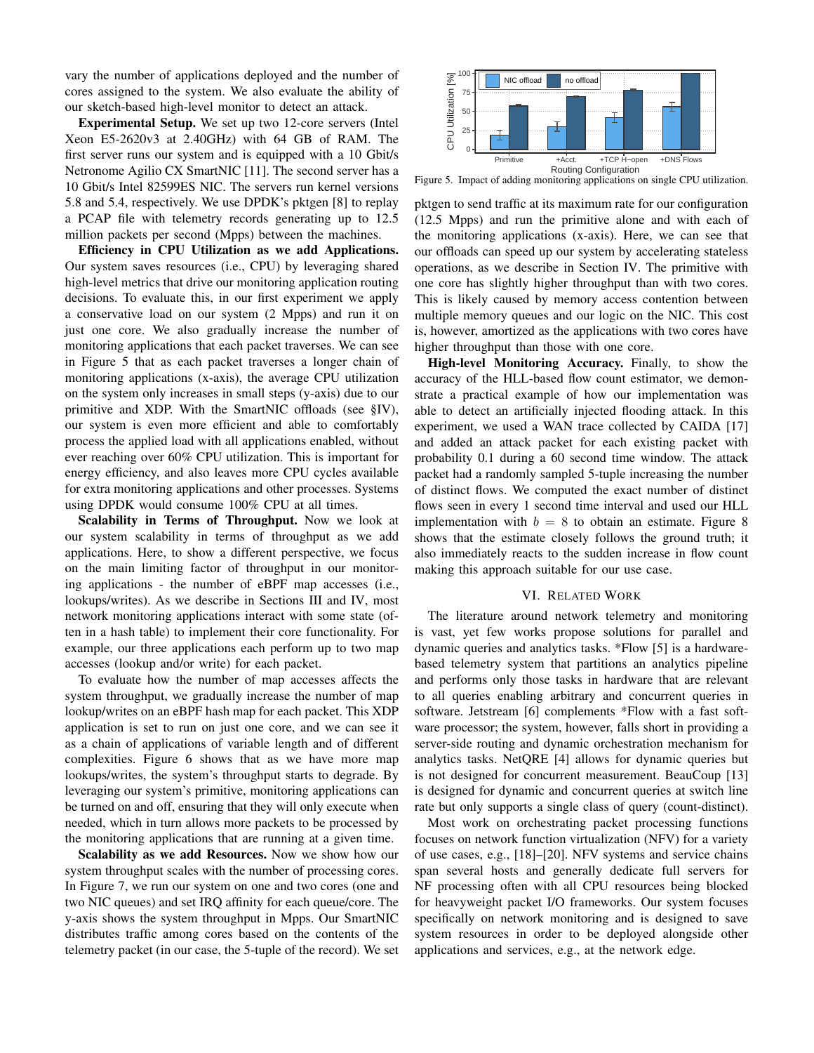vary the number of applications deployed and the number of cores assigned to the system. We also evaluate the ability of our sketch-based high-level monitor to detect an attack.

**Experimental Setup.** We set up two 12-core servers (Intel Xeon E5-2620v3 at 2.40GHz) with 64 GB of RAM. The first server runs our system and is equipped with a 10 Gbit/s Netronome Agilio CX SmartNIC [11]. The second server has a 10 Gbit/s Intel 82599ES NIC. The servers run kernel versions 5.8 and 5.4, respectively. We use DPDK's pktgen [8] to replay a PCAP file with telemetry records generating up to 12.5 million packets per second (Mpps) between the machines.

**Efficiency in CPU Utilization as we add Applications.** Our system saves resources (i.e., CPU) by leveraging shared high-level metrics that drive our monitoring application routing decisions. To evaluate this, in our first experiment we apply a conservative load on our system (2 Mpps) and run it on just one core. We also gradually increase the number of monitoring applications that each packet traverses. We can see in Figure 5 that as each packet traverses a longer chain of monitoring applications (x-axis), the average CPU utilization on the system only increases in small steps (y-axis) due to our primitive and XDP. With the SmartNIC offloads (see §IV), our system is even more efficient and able to comfortably process the applied load with all applications enabled, without ever reaching over 60% CPU utilization. This is important for energy efficiency, and also leaves more CPU cycles available for extra monitoring applications and other processes. Systems using DPDK would consume 100% CPU at all times.

**Scalability in Terms of Throughput.** Now we look at our system scalability in terms of throughput as we add applications. Here, to show a different perspective, we focus on the main limiting factor of throughput in our monitoring applications - the number of eBPF map accesses (i.e., lookups/writes). As we describe in Sections III and IV, most network monitoring applications interact with some state (often in a hash table) to implement their core functionality. For example, our three applications each perform up to two map accesses (lookup and/or write) for each packet.

To evaluate how the number of map accesses affects the system throughput, we gradually increase the number of map lookup/writes on an eBPF hash map for each packet. This XDP application is set to run on just one core, and we can see it as a chain of applications of variable length and of different complexities. Figure 6 shows that as we have more map lookups/writes, the system's throughput starts to degrade. By leveraging our system's primitive, monitoring applications can be turned on and off, ensuring that they will only execute when needed, which in turn allows more packets to be processed by the monitoring applications that are running at a given time.

**Scalability as we add Resources.** Now we show how our system throughput scales with the number of processing cores. In Figure 7, we run our system on one and two cores (one and two NIC queues) and set IRQ affinity for each queue/core. The y-axis shows the system throughput in Mpps. Our SmartNIC distributes traffic among cores based on the contents of the telemetry packet (in our case, the 5-tuple of the record). We set pktgen to send traffic at its maximum rate for our configuration (12.5 Mpps) and run the primitive alone and with each of the monitoring applications (x-axis). Here, we can see that our offloads can speed up our system by accelerating stateless operations, as we describe in Section IV. The primitive with one core has slightly higher throughput than with two cores. This is likely caused by memory access contention between multiple memory queues and our logic on the NIC. This cost is, however, amortized as the applications with two cores have higher throughput than those with one core.

Figure 5. Impact of adding monitoring applications on single CPU utilization.

**High-level Monitoring Accuracy.** Finally, to show the accuracy of the HLL-based flow count estimator, we demonstrate a practical example of how our implementation was able to detect an artificially injected flooding attack. In this experiment, we used a WAN trace collected by CAIDA [17] and added an attack packet for each existing packet with probability 0.1 during a 60 second time window. The attack packet had a randomly sampled 5-tuple increasing the number of distinct flows. We computed the exact number of distinct flows seen in every 1 second time interval and used our HLL implementation with $b = 8$ to obtain an estimate. Figure 8 shows that the estimate closely follows the ground truth; it also immediately reacts to the sudden increase in flow count making this approach suitable for our use case.

## VI. Related Work

The literature around network telemetry and monitoring is vast, yet few works propose solutions for parallel and dynamic queries and analytics tasks. *Flow [5] is a hardware-based telemetry system that partitions an analytics pipeline and performs only those tasks in hardware that are relevant to all queries enabling arbitrary and concurrent queries in software. Jetstream [6] complements *Flow with a fast software processor; the system, however, falls short in providing a server-side routing and dynamic orchestration mechanism for analytics tasks. NetQRE [4] allows for dynamic queries but is not designed for concurrent measurement. BeauCoup [13] is designed for dynamic and concurrent queries at switch line rate but only supports a single class of query (count-distinct).

Most work on orchestrating packet processing functions focuses on network function virtualization (NFV) for a variety of use cases, e.g., [18]–[20]. NFV systems and service chains span several hosts and generally dedicate full servers for NF processing often with all CPU resources being blocked for heavyweight packet I/O frameworks. Our system focuses specifically on network monitoring and is designed to save system resources in order to be deployed alongside other applications and services, e.g., at the network edge.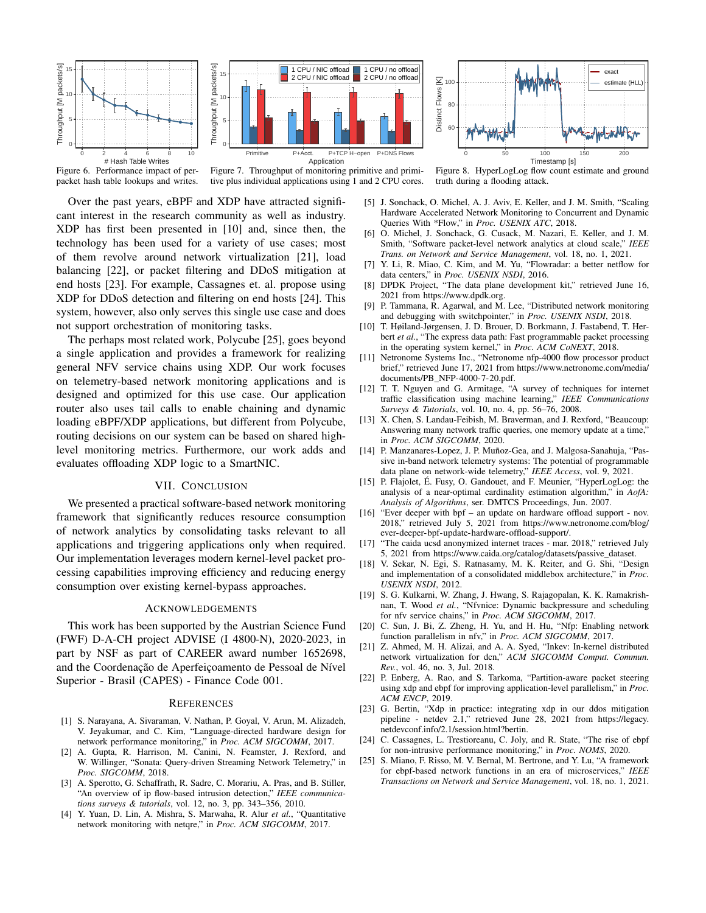Throughput [M packets/s]
15
10
5
0
0 2 4 6 8 10
# Hash Table Writes

Figure 6. Performance impact of per-packet hash table lookups and writes.

Throughput [M packets/s]
15
10
5
0
1 CPU / NIC offload
2 CPU / NIC offload
1 CPU / no offload
2 CPU / no offload
Primitive P+Acct. P+TCP H-open P+DNS Flows
Application

Figure 7. Throughput of monitoring primitive and primitive plus individual applications using 1 and 2 CPU cores.

Distinct Flows [K]
100
80
60
exact
estimate (HLL)
0 50 100 150 200
Timestamp [s]

Figure 8. HyperLogLog flow count estimate and ground truth during a flooding attack.

Over the past years, eBPF and XDP have attracted significant interest in the research community as well as industry. XDP has first been presented in [10] and, since then, the technology has been used for a variety of use cases; most of them revolve around network virtualization [21], load balancing [22], or packet filtering and DDoS mitigation at end hosts [23]. For example, Cassagnes et. al. propose using XDP for DDoS detection and filtering on end hosts [24]. This system, however, also only serves this single use case and does not support orchestration of monitoring tasks.

The perhaps most related work, Polycube [25], goes beyond a single application and provides a framework for realizing general NFV service chains using XDP. Our work focuses on telemetry-based network monitoring applications and is designed and optimized for this use case. Our application router also uses tail calls to enable chaining and dynamic loading eBPF/XDP applications, but different from Polycube, routing decisions on our system can be based on shared high-level monitoring metrics. Furthermore, our work adds and evaluates offloading XDP logic to a SmartNIC.

## VII. Conclusion

We presented a practical software-based network monitoring framework that significantly reduces resource consumption of network analytics by consolidating tasks relevant to all applications and triggering applications only when required. Our implementation leverages modern kernel-level packet processing capabilities improving efficiency and reducing energy consumption over existing kernel-bypass approaches.

## Acknowledgements

This work has been supported by the Austrian Science Fund (FWF) D-A-CH project ADVISE (I 4800-N), 2020-2023, in part by NSF as part of CAREER award number 1652698, and the Coordenação de Aperfeiçoamento de Pessoal de Nível Superior - Brasil (CAPES) - Finance Code 001.

## References

[1] S. Narayana, A. Sivaraman, V. Nathan, P. Goyal, V. Arun, M. Alizadeh, V. Jeyakumar, and C. Kim, "Language-directed hardware design for network performance monitoring," in *Proc. ACM SIGCOMM*, 2017.

[2] A. Gupta, R. Harrison, M. Canini, N. Feamster, J. Rexford, and W. Willinger, "Sonata: Query-driven Streaming Network Telemetry," in *Proc. SIGCOMM*, 2018.

[3] A. Sperotto, G. Schaffrath, R. Sadre, C. Morariu, A. Pras, and B. Stiller, "An overview of ip flow-based intrusion detection," *IEEE communications surveys & tutorials*, vol. 12, no. 3, pp. 343–356, 2010.

[4] Y. Yuan, D. Lin, A. Mishra, S. Marwaha, R. Alur *et al.*, "Quantitative network monitoring with netqre," in *Proc. ACM SIGCOMM*, 2017.

[5] J. Sonchack, O. Michel, A. J. Aviv, E. Keller, and J. M. Smith, "Scaling Hardware Accelerated Network Monitoring to Concurrent and Dynamic Queries With *Flow," in *Proc. USENIX ATC*, 2018.

[6] O. Michel, J. Sonchack, G. Cusack, M. Nazari, E. Keller, and J. M. Smith, "Software packet-level network analytics at cloud scale," *IEEE Trans. on Network and Service Management*, vol. 18, no. 1, 2021.

[7] Y. Li, R. Miao, C. Kim, and M. Yu, "Flowradar: a better netflow for data centers," in *Proc. USENIX NSDI*, 2016.

[8] DPDK Project, "The data plane development kit," retrieved June 16, 2021 from https://www.dpdk.org.

[9] P. Tammana, R. Agarwal, and M. Lee, "Distributed network monitoring and debugging with switchpointer," in *Proc. USENIX NSDI*, 2018.

[10] T. Høiland-Jørgensen, J. D. Brouer, D. Borkmann, J. Fastabend, T. Herbert *et al.*, "The express data path: Fast programmable packet processing in the operating system kernel," in *Proc. ACM CoNEXT*, 2018.

[11] Netronome Systems Inc., "Netronome nfp-4000 flow processor product brief," retrieved June 17, 2021 from https://www.netronome.com/media/documents/PB_NFP-4000-7-20.pdf.

[12] T. T. Nguyen and G. Armitage, "A survey of techniques for internet traffic classification using machine learning," *IEEE Communications Surveys & Tutorials*, vol. 10, no. 4, pp. 56–76, 2008.

[13] X. Chen, S. Landau-Feibish, M. Braverman, and J. Rexford, "Beaucoup: Answering many network traffic queries, one memory update at a time," in *Proc. ACM SIGCOMM*, 2020.

[14] P. Manzanares-Lopez, J. P. Muñoz-Gea, and J. Malgosa-Sanahuja, "Passive in-band network telemetry systems: The potential of programmable data plane on network-wide telemetry," *IEEE Access*, vol. 9, 2021.

[15] P. Flajolet, É. Fusy, O. Gandouet, and F. Meunier, "HyperLogLog: the analysis of a near-optimal cardinality estimation algorithm," in *AofA: Analysis of Algorithms*, ser. DMTCS Proceedings, Jun. 2007.

[16] "Ever deeper with bpf – an update on hardware offload support - nov. 2018," retrieved July 5, 2021 from https://www.netronome.com/blog/ever-deeper-bpf-update-hardware-offload-support/.

[17] "The caida ucsd anonymized internet traces - mar. 2018," retrieved July 5, 2021 from https://www.caida.org/catalog/datasets/passive_dataset.

[18] V. Sekar, N. Egi, S. Ratnasamy, M. K. Reiter, and G. Shi, "Design and implementation of a consolidated middlebox architecture," in *Proc. USENIX NSDI*, 2012.

[19] S. G. Kulkarni, W. Zhang, J. Hwang, S. Rajagopalan, K. K. Ramakrishnan, T. Wood *et al.*, "Nfvnice: Dynamic backpressure and scheduling for nfv service chains," in *Proc. ACM SIGCOMM*, 2017.

[20] C. Sun, J. Bi, Z. Zheng, H. Yu, and H. Hu, "Nfp: Enabling network function parallelism in nfv," in *Proc. ACM SIGCOMM*, 2017.

[21] Z. Ahmed, M. H. Alizai, and A. A. Syed, "Inkev: In-kernel distributed network virtualization for dcn," *ACM SIGCOMM Comput. Commun. Rev.*, vol. 46, no. 3, Jul. 2018.

[22] P. Enberg, A. Rao, and S. Tarkoma, "Partition-aware packet steering using xdp and ebpf for improving application-level parallelism," in *Proc. ACM ENCP*, 2019.

[23] G. Bertin, "Xdp in practice: integrating xdp in our ddos mitigation pipeline - netdev 2.1," retrieved June 28, 2021 from https://legacy.netdevconf.info/2.1/session.html?bertin.

[24] C. Cassagnes, L. Trestioreanu, C. Joly, and R. State, "The rise of ebpf for non-intrusive performance monitoring," in *Proc. NOMS*, 2020.

[25] S. Miano, F. Risso, M. V. Bernal, M. Bertrone, and Y. Lu, "A framework for ebpf-based network functions in an era of microservices," *IEEE Transactions on Network and Service Management*, vol. 18, no. 1, 2021.